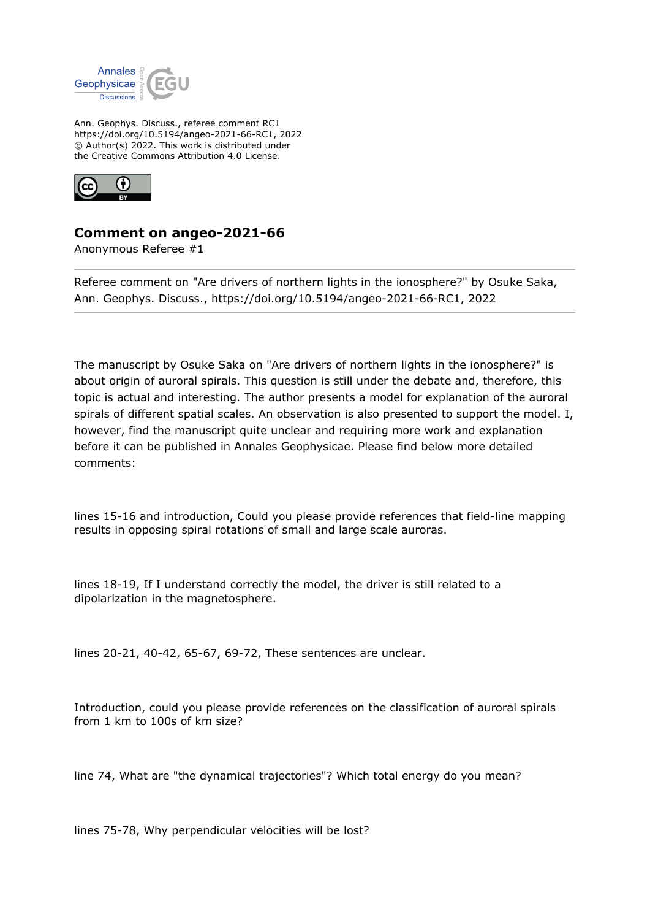Ann. Geophys. Discuss., referee comment RC1
https://doi.org/10.5194/angeo-2021-66-RC1, 2022
© Author(s) 2022. This work is distributed under
the Creative Commons Attribution 4.0 License.

## Comment on angeo-2021-66

Anonymous Referee #1

Referee comment on "Are drivers of northern lights in the ionosphere?" by Osuke Saka, Ann. Geophys. Discuss., https://doi.org/10.5194/angeo-2021-66-RC1, 2022

The manuscript by Osuke Saka on "Are drivers of northern lights in the ionosphere?" is about origin of auroral spirals. This question is still under the debate and, therefore, this topic is actual and interesting. The author presents a model for explanation of the auroral spirals of different spatial scales. An observation is also presented to support the model. I, however, find the manuscript quite unclear and requiring more work and explanation before it can be published in Annales Geophysicae. Please find below more detailed comments:

lines 15-16 and introduction, Could you please provide references that field-line mapping results in opposing spiral rotations of small and large scale auroras.

lines 18-19, If I understand correctly the model, the driver is still related to a dipolarization in the magnetosphere.

lines 20-21, 40-42, 65-67, 69-72, These sentences are unclear.

Introduction, could you please provide references on the classification of auroral spirals from 1 km to 100s of km size?

line 74, What are "the dynamical trajectories"? Which total energy do you mean?

lines 75-78, Why perpendicular velocities will be lost?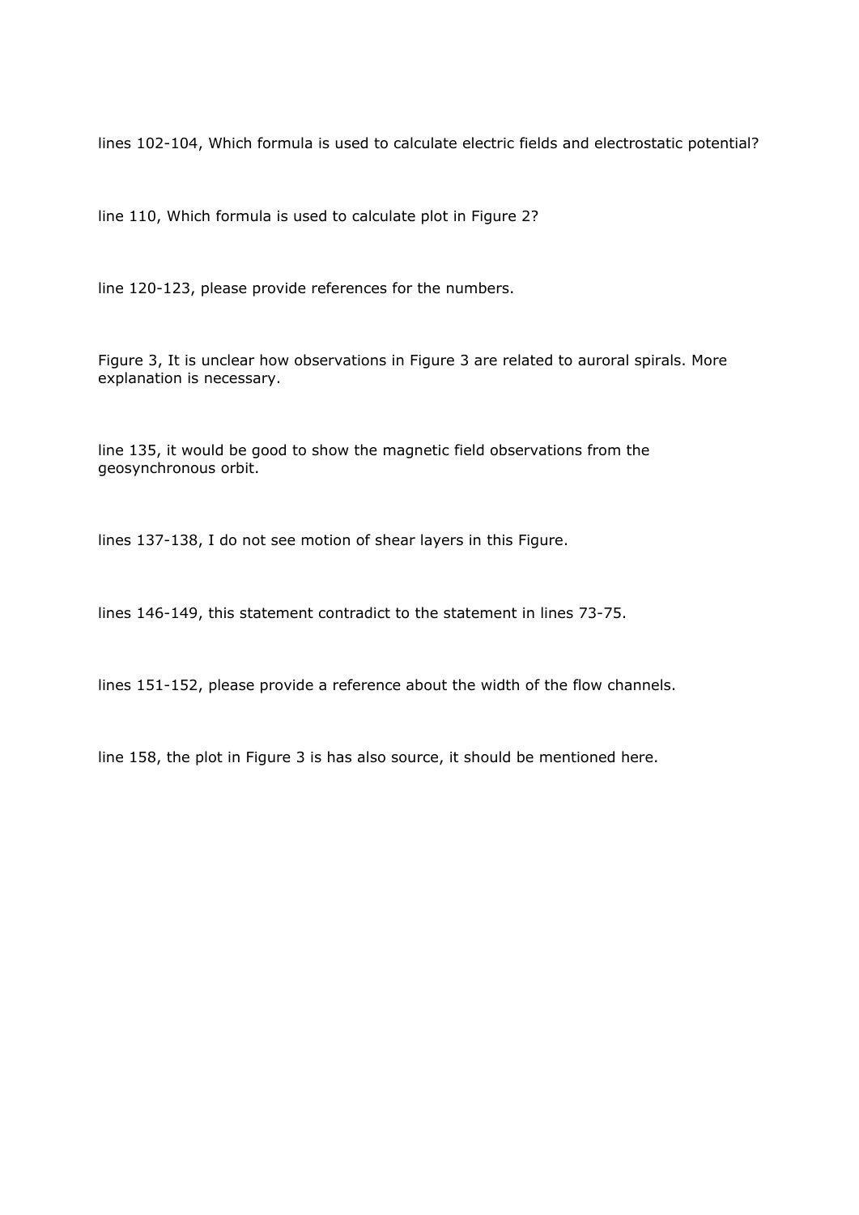lines 102-104, Which formula is used to calculate electric fields and electrostatic potential?

line 110, Which formula is used to calculate plot in Figure 2?

line 120-123, please provide references for the numbers.

Figure 3, It is unclear how observations in Figure 3 are related to auroral spirals. More explanation is necessary.

line 135, it would be good to show the magnetic field observations from the geosynchronous orbit.

lines 137-138, I do not see motion of shear layers in this Figure.

lines 146-149, this statement contradict to the statement in lines 73-75.

lines 151-152, please provide a reference about the width of the flow channels.

line 158, the plot in Figure 3 is has also source, it should be mentioned here.